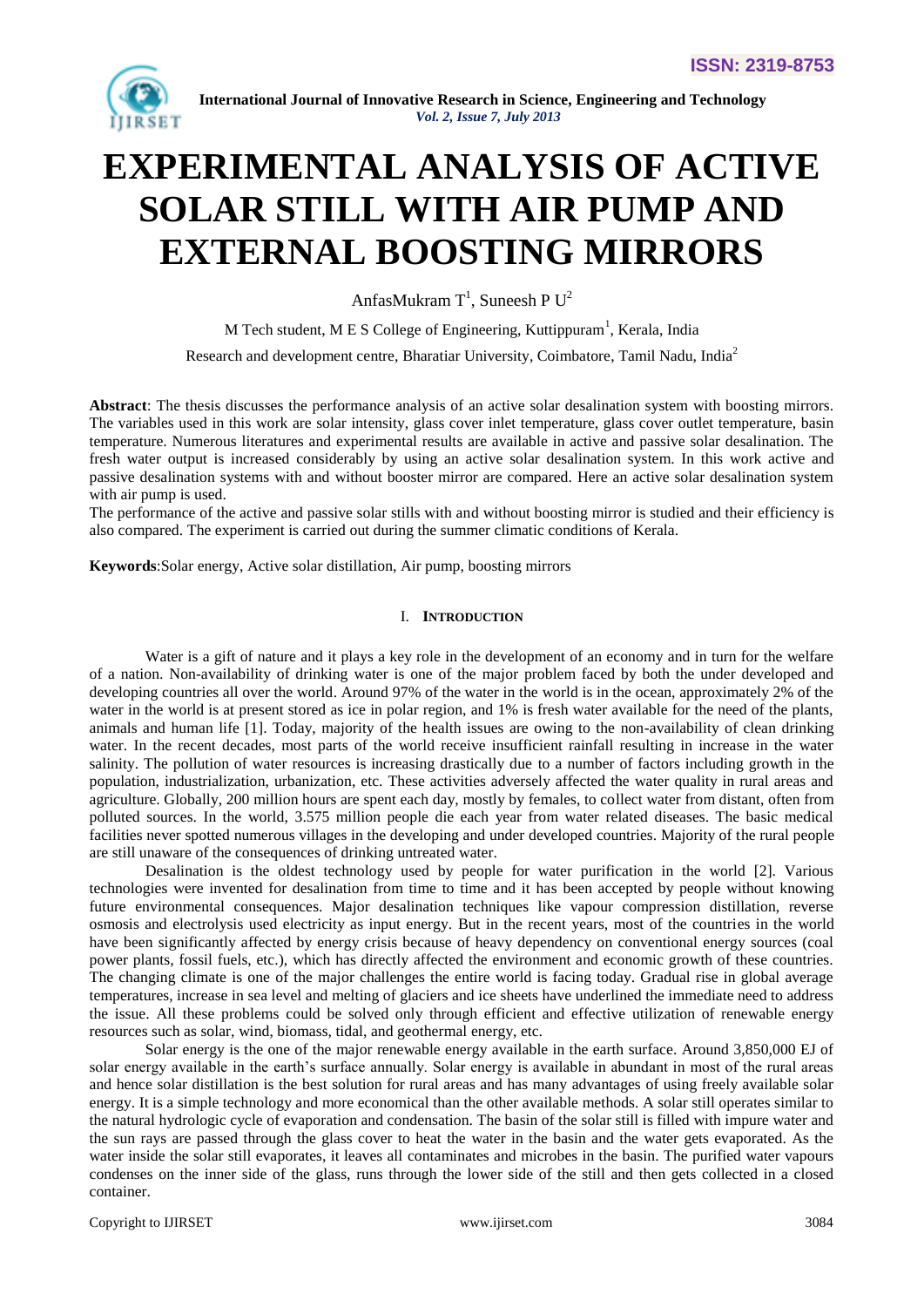# EXPERIMENTAL ANALYSIS OF ACTIVE SOLAR STILL WITH AIR PUMP AND EXTERNAL BOOSTING MIRRORS

AnfasMukram T[1], Suneesh P U[2]

M Tech student, M E S College of Engineering, Kuttippuram[1], Kerala, India

Research and development centre, Bharatiar University, Coimbatore, Tamil Nadu, India[2]

**Abstract**: The thesis discusses the performance analysis of an active solar desalination system with boosting mirrors. The variables used in this work are solar intensity, glass cover inlet temperature, glass cover outlet temperature, basin temperature. Numerous literatures and experimental results are available in active and passive solar desalination. The fresh water output is increased considerably by using an active solar desalination system. In this work active and passive desalination systems with and without booster mirror are compared. Here an active solar desalination system with air pump is used.

The performance of the active and passive solar stills with and without boosting mirror is studied and their efficiency is also compared. The experiment is carried out during the summer climatic conditions of Kerala.

**Keywords**:Solar energy, Active solar distillation, Air pump, boosting mirrors

## I. INTRODUCTION

Water is a gift of nature and it plays a key role in the development of an economy and in turn for the welfare of a nation. Non-availability of drinking water is one of the major problem faced by both the under developed and developing countries all over the world. Around 97% of the water in the world is in the ocean, approximately 2% of the water in the world is at present stored as ice in polar region, and 1% is fresh water available for the need of the plants, animals and human life [1]. Today, majority of the health issues are owing to the non-availability of clean drinking water. In the recent decades, most parts of the world receive insufficient rainfall resulting in increase in the water salinity. The pollution of water resources is increasing drastically due to a number of factors including growth in the population, industrialization, urbanization, etc. These activities adversely affected the water quality in rural areas and agriculture. Globally, 200 million hours are spent each day, mostly by females, to collect water from distant, often from polluted sources. In the world, 3.575 million people die each year from water related diseases. The basic medical facilities never spotted numerous villages in the developing and under developed countries. Majority of the rural people are still unaware of the consequences of drinking untreated water.

Desalination is the oldest technology used by people for water purification in the world [2]. Various technologies were invented for desalination from time to time and it has been accepted by people without knowing future environmental consequences. Major desalination techniques like vapour compression distillation, reverse osmosis and electrolysis used electricity as input energy. But in the recent years, most of the countries in the world have been significantly affected by energy crisis because of heavy dependency on conventional energy sources (coal power plants, fossil fuels, etc.), which has directly affected the environment and economic growth of these countries. The changing climate is one of the major challenges the entire world is facing today. Gradual rise in global average temperatures, increase in sea level and melting of glaciers and ice sheets have underlined the immediate need to address the issue. All these problems could be solved only through efficient and effective utilization of renewable energy resources such as solar, wind, biomass, tidal, and geothermal energy, etc.

Solar energy is the one of the major renewable energy available in the earth surface. Around 3,850,000 EJ of solar energy available in the earth's surface annually. Solar energy is available in abundant in most of the rural areas and hence solar distillation is the best solution for rural areas and has many advantages of using freely available solar energy. It is a simple technology and more economical than the other available methods. A solar still operates similar to the natural hydrologic cycle of evaporation and condensation. The basin of the solar still is filled with impure water and the sun rays are passed through the glass cover to heat the water in the basin and the water gets evaporated. As the water inside the solar still evaporates, it leaves all contaminates and microbes in the basin. The purified water vapours condenses on the inner side of the glass, runs through the lower side of the still and then gets collected in a closed container.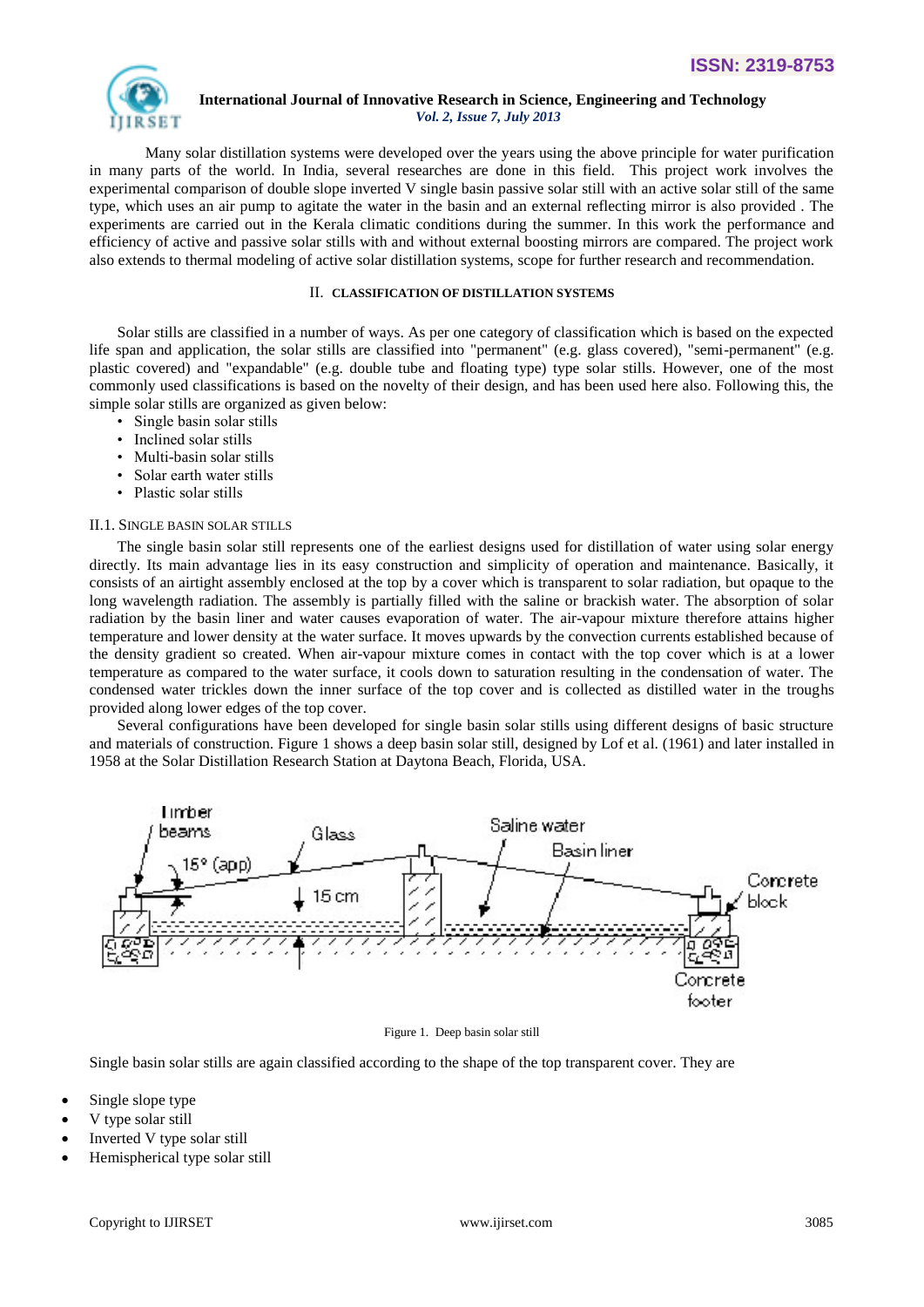Many solar distillation systems were developed over the years using the above principle for water purification in many parts of the world. In India, several researches are done in this field. This project work involves the experimental comparison of double slope inverted V single basin passive solar still with an active solar still of the same type, which uses an air pump to agitate the water in the basin and an external reflecting mirror is also provided . The experiments are carried out in the Kerala climatic conditions during the summer. In this work the performance and efficiency of active and passive solar stills with and without external boosting mirrors are compared. The project work also extends to thermal modeling of active solar distillation systems, scope for further research and recommendation.

## II. CLASSIFICATION OF DISTILLATION SYSTEMS

Solar stills are classified in a number of ways. As per one category of classification which is based on the expected life span and application, the solar stills are classified into "permanent" (e.g. glass covered), "semi-permanent" (e.g. plastic covered) and "expandable" (e.g. double tube and floating type) type solar stills. However, one of the most commonly used classifications is based on the novelty of their design, and has been used here also. Following this, the simple solar stills are organized as given below:

- Single basin solar stills
- Inclined solar stills
- Multi-basin solar stills
- Solar earth water stills
- Plastic solar stills

### II.1. SINGLE BASIN SOLAR STILLS

The single basin solar still represents one of the earliest designs used for distillation of water using solar energy directly. Its main advantage lies in its easy construction and simplicity of operation and maintenance. Basically, it consists of an airtight assembly enclosed at the top by a cover which is transparent to solar radiation, but opaque to the long wavelength radiation. The assembly is partially filled with the saline or brackish water. The absorption of solar radiation by the basin liner and water causes evaporation of water. The air-vapour mixture therefore attains higher temperature and lower density at the water surface. It moves upwards by the convection currents established because of the density gradient so created. When air-vapour mixture comes in contact with the top cover which is at a lower temperature as compared to the water surface, it cools down to saturation resulting in the condensation of water. The condensed water trickles down the inner surface of the top cover and is collected as distilled water in the troughs provided along lower edges of the top cover.

Several configurations have been developed for single basin solar stills using different designs of basic structure and materials of construction. Figure 1 shows a deep basin solar still, designed by Lof et al. (1961) and later installed in 1958 at the Solar Distillation Research Station at Daytona Beach, Florida, USA.

Figure 1. Deep basin solar still

Single basin solar stills are again classified according to the shape of the top transparent cover. They are

- Single slope type
- V type solar still
- Inverted V type solar still
- Hemispherical type solar still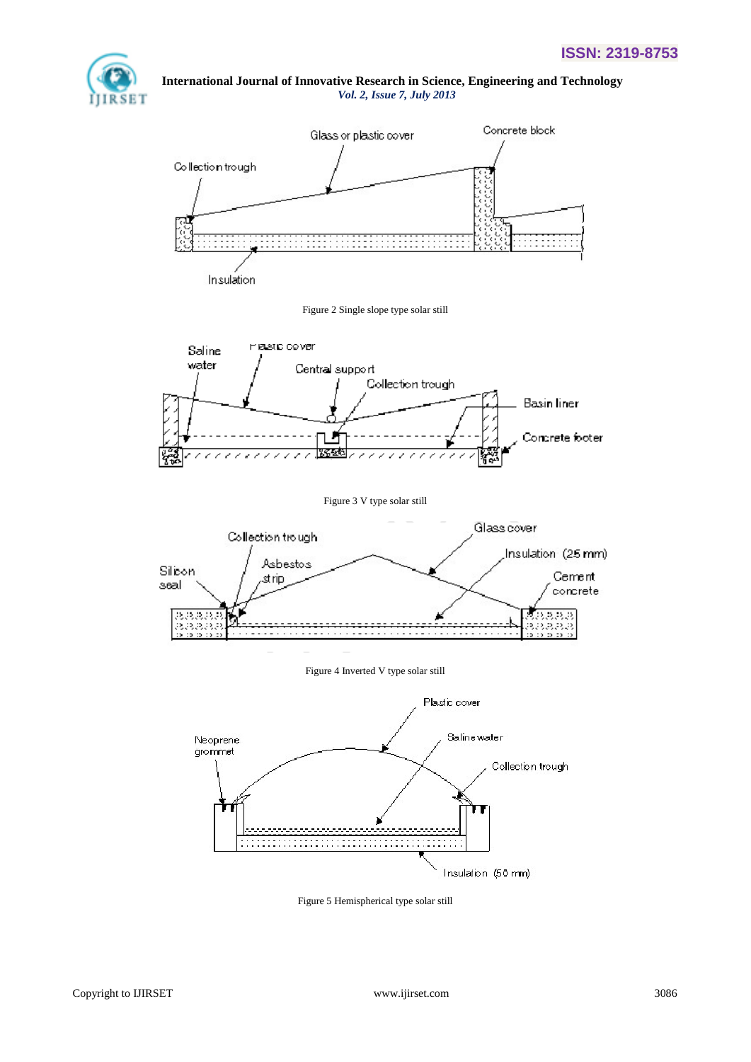Figure 2 Single slope type solar still

Figure 3 V type solar still

Figure 4 Inverted V type solar still

Figure 5 Hemispherical type solar still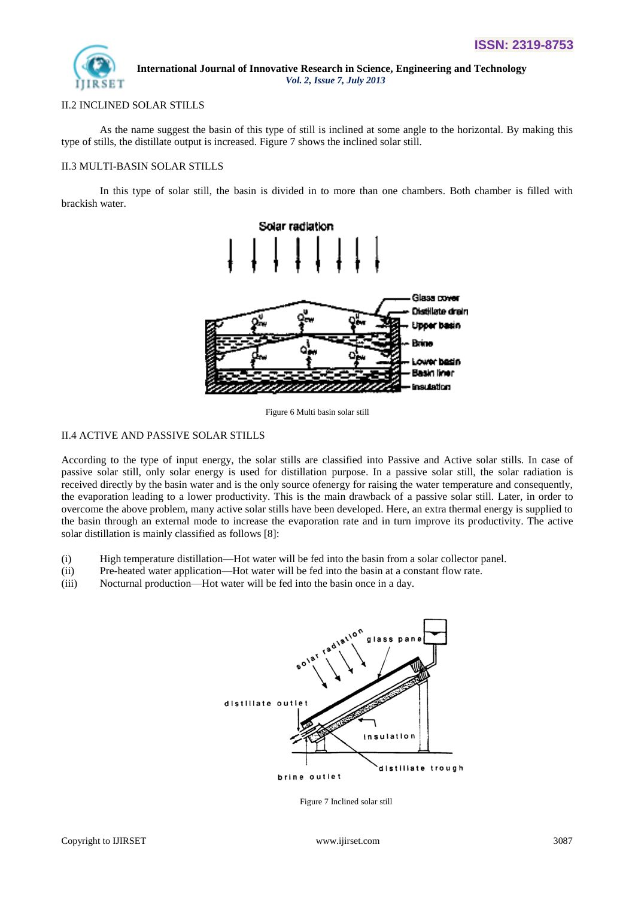## II.2 INCLINED SOLAR STILLS

As the name suggest the basin of this type of still is inclined at some angle to the horizontal. By making this type of stills, the distillate output is increased. Figure 7 shows the inclined solar still.

## II.3 MULTI-BASIN SOLAR STILLS

In this type of solar still, the basin is divided in to more than one chambers. Both chamber is filled with brackish water.

Figure 6 Multi basin solar still

## II.4 ACTIVE AND PASSIVE SOLAR STILLS

According to the type of input energy, the solar stills are classified into Passive and Active solar stills. In case of passive solar still, only solar energy is used for distillation purpose. In a passive solar still, the solar radiation is received directly by the basin water and is the only source ofenergy for raising the water temperature and consequently, the evaporation leading to a lower productivity. This is the main drawback of a passive solar still. Later, in order to overcome the above problem, many active solar stills have been developed. Here, an extra thermal energy is supplied to the basin through an external mode to increase the evaporation rate and in turn improve its productivity. The active solar distillation is mainly classified as follows [8]:

(i) High temperature distillation—Hot water will be fed into the basin from a solar collector panel.
(ii) Pre-heated water application—Hot water will be fed into the basin at a constant flow rate.
(iii) Nocturnal production—Hot water will be fed into the basin once in a day.

Figure 7 Inclined solar still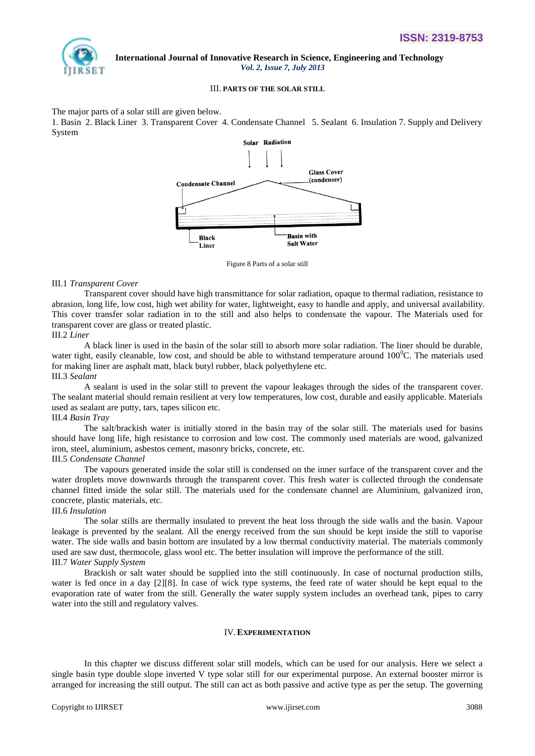### III. PARTS OF THE SOLAR STILL

The major parts of a solar still are given below.

1. Basin 2. Black Liner 3. Transparent Cover 4. Condensate Channel 5. Sealant 6. Insulation 7. Supply and Delivery System

Figure 8 Parts of a solar still

III.1 *Transparent Cover*

Transparent cover should have high transmittance for solar radiation, opaque to thermal radiation, resistance to abrasion, long life, low cost, high wet ability for water, lightweight, easy to handle and apply, and universal availability. This cover transfer solar radiation in to the still and also helps to condensate the vapour. The Materials used for transparent cover are glass or treated plastic.

III.2 *Liner*

A black liner is used in the basin of the solar still to absorb more solar radiation. The liner should be durable, water tight, easily cleanable, low cost, and should be able to withstand temperature around $100^0$C. The materials used for making liner are asphalt matt, black butyl rubber, black polyethylene etc.

III.3 *Sealant*

A sealant is used in the solar still to prevent the vapour leakages through the sides of the transparent cover. The sealant material should remain resilient at very low temperatures, low cost, durable and easily applicable. Materials used as sealant are putty, tars, tapes silicon etc.

III.4 *Basin Tray*

The salt/brackish water is initially stored in the basin tray of the solar still. The materials used for basins should have long life, high resistance to corrosion and low cost. The commonly used materials are wood, galvanized iron, steel, aluminium, asbestos cement, masonry bricks, concrete, etc.

III.5 *Condensate Channel*

The vapours generated inside the solar still is condensed on the inner surface of the transparent cover and the water droplets move downwards through the transparent cover. This fresh water is collected through the condensate channel fitted inside the solar still. The materials used for the condensate channel are Aluminium, galvanized iron, concrete, plastic materials, etc.

III.6 *Insulation*

The solar stills are thermally insulated to prevent the heat loss through the side walls and the basin. Vapour leakage is prevented by the sealant. All the energy received from the sun should be kept inside the still to vaporise water. The side walls and basin bottom are insulated by a low thermal conductivity material. The materials commonly used are saw dust, thermocole, glass wool etc. The better insulation will improve the performance of the still.

III.7 *Water Supply System*

Brackish or salt water should be supplied into the still continuously. In case of nocturnal production stills, water is fed once in a day [2][8]. In case of wick type systems, the feed rate of water should be kept equal to the evaporation rate of water from the still. Generally the water supply system includes an overhead tank, pipes to carry water into the still and regulatory valves.

### IV. EXPERIMENTATION

In this chapter we discuss different solar still models, which can be used for our analysis. Here we select a single basin type double slope inverted V type solar still for our experimental purpose. An external booster mirror is arranged for increasing the still output. The still can act as both passive and active type as per the setup. The governing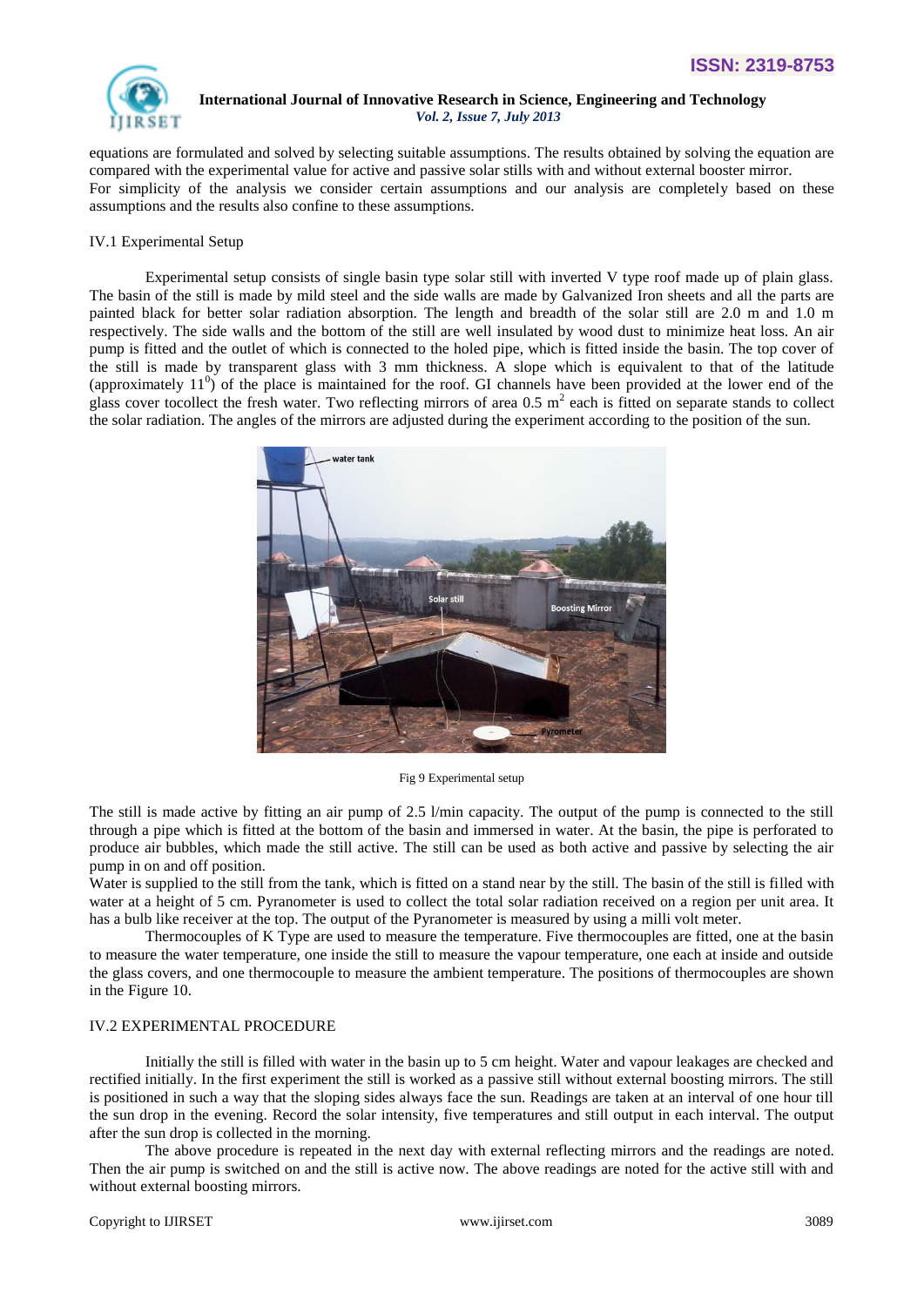equations are formulated and solved by selecting suitable assumptions. The results obtained by solving the equation are compared with the experimental value for active and passive solar stills with and without external booster mirror.
For simplicity of the analysis we consider certain assumptions and our analysis are completely based on these assumptions and the results also confine to these assumptions.

### IV.1 Experimental Setup

Experimental setup consists of single basin type solar still with inverted V type roof made up of plain glass. The basin of the still is made by mild steel and the side walls are made by Galvanized Iron sheets and all the parts are painted black for better solar radiation absorption. The length and breadth of the solar still are 2.0 m and 1.0 m respectively. The side walls and the bottom of the still are well insulated by wood dust to minimize heat loss. An air pump is fitted and the outlet of which is connected to the holed pipe, which is fitted inside the basin. The top cover of the still is made by transparent glass with 3 mm thickness. A slope which is equivalent to that of the latitude (approximately $11^0$) of the place is maintained for the roof. GI channels have been provided at the lower end of the glass cover tocollect the fresh water. Two reflecting mirrors of area 0.5 $m^2$ each is fitted on separate stands to collect the solar radiation. The angles of the mirrors are adjusted during the experiment according to the position of the sun.

Fig 9 Experimental setup

The still is made active by fitting an air pump of 2.5 l/min capacity. The output of the pump is connected to the still through a pipe which is fitted at the bottom of the basin and immersed in water. At the basin, the pipe is perforated to produce air bubbles, which made the still active. The still can be used as both active and passive by selecting the air pump in on and off position.
Water is supplied to the still from the tank, which is fitted on a stand near by the still. The basin of the still is filled with water at a height of 5 cm. Pyranometer is used to collect the total solar radiation received on a region per unit area. It has a bulb like receiver at the top. The output of the Pyranometer is measured by using a milli volt meter.

Thermocouples of K Type are used to measure the temperature. Five thermocouples are fitted, one at the basin to measure the water temperature, one inside the still to measure the vapour temperature, one each at inside and outside the glass covers, and one thermocouple to measure the ambient temperature. The positions of thermocouples are shown in the Figure 10.

### IV.2 EXPERIMENTAL PROCEDURE

Initially the still is filled with water in the basin up to 5 cm height. Water and vapour leakages are checked and rectified initially. In the first experiment the still is worked as a passive still without external boosting mirrors. The still is positioned in such a way that the sloping sides always face the sun. Readings are taken at an interval of one hour till the sun drop in the evening. Record the solar intensity, five temperatures and still output in each interval. The output after the sun drop is collected in the morning.

The above procedure is repeated in the next day with external reflecting mirrors and the readings are noted. Then the air pump is switched on and the still is active now. The above readings are noted for the active still with and without external boosting mirrors.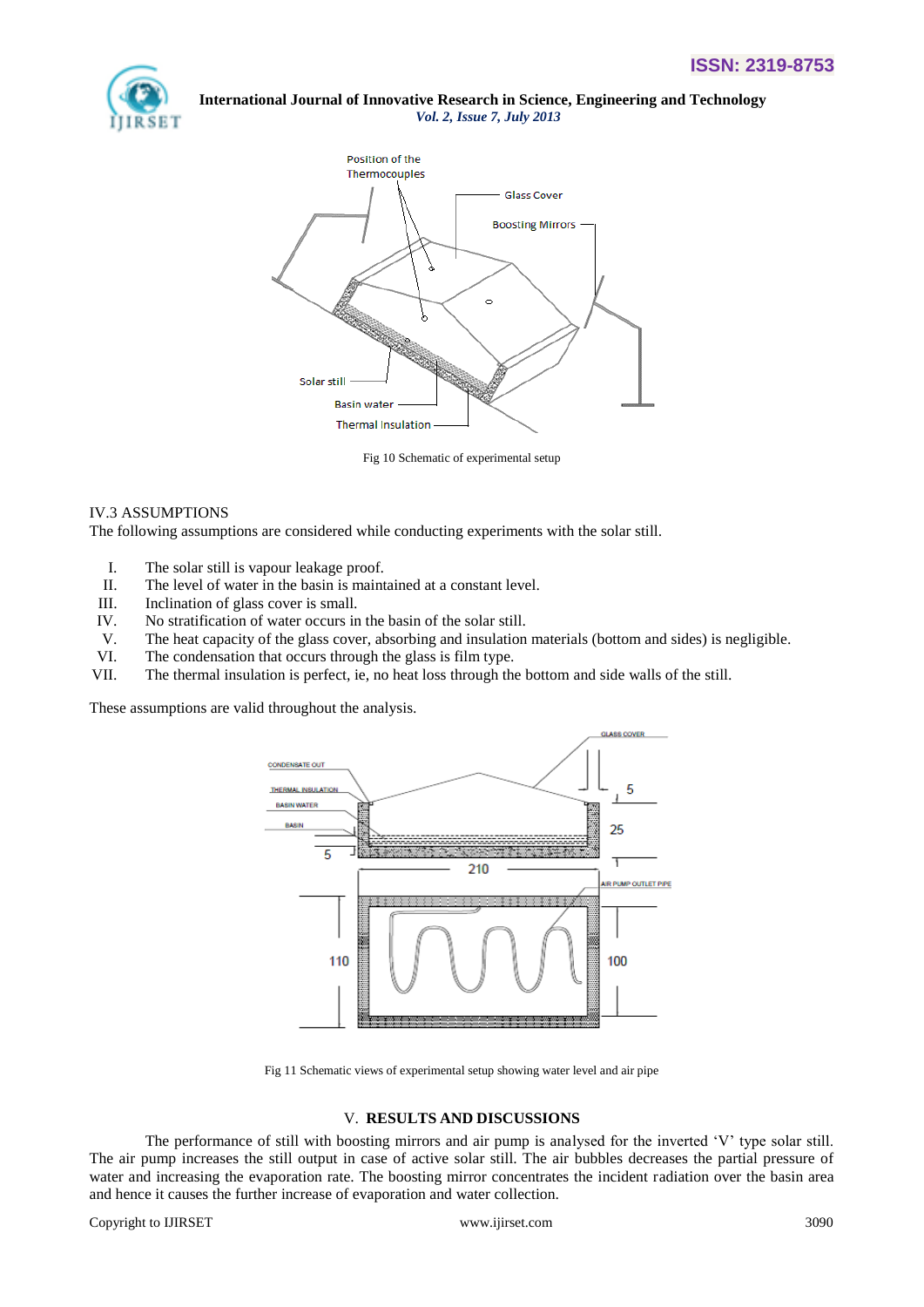Fig 10 Schematic of experimental setup

IV.3 ASSUMPTIONS

The following assumptions are considered while conducting experiments with the solar still.

I. The solar still is vapour leakage proof.
II. The level of water in the basin is maintained at a constant level.
III. Inclination of glass cover is small.
IV. No stratification of water occurs in the basin of the solar still.
V. The heat capacity of the glass cover, absorbing and insulation materials (bottom and sides) is negligible.
VI. The condensation that occurs through the glass is film type.
VII. The thermal insulation is perfect, ie, no heat loss through the bottom and side walls of the still.

These assumptions are valid throughout the analysis.

Fig 11 Schematic views of experimental setup showing water level and air pipe

## V. RESULTS AND DISCUSSIONS

The performance of still with boosting mirrors and air pump is analysed for the inverted 'V' type solar still. The air pump increases the still output in case of active solar still. The air bubbles decreases the partial pressure of water and increasing the evaporation rate. The boosting mirror concentrates the incident radiation over the basin area and hence it causes the further increase of evaporation and water collection.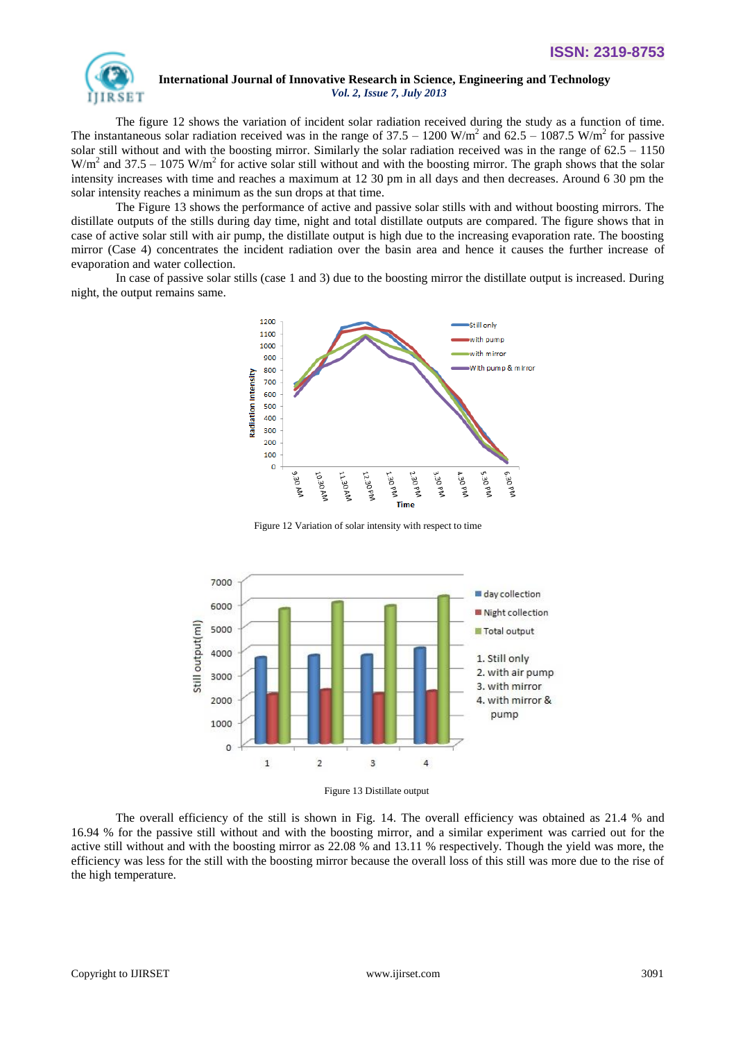The figure 12 shows the variation of incident solar radiation received during the study as a function of time. The instantaneous solar radiation received was in the range of 37.5 – 1200 W/m$^2$ and 62.5 – 1087.5 W/m$^2$ for passive solar still without and with the boosting mirror. Similarly the solar radiation received was in the range of 62.5 – 1150 W/m$^2$ and 37.5 – 1075 W/m$^2$ for active solar still without and with the boosting mirror. The graph shows that the solar intensity increases with time and reaches a maximum at 12 30 pm in all days and then decreases. Around 6 30 pm the solar intensity reaches a minimum as the sun drops at that time.

The Figure 13 shows the performance of active and passive solar stills with and without boosting mirrors. The distillate outputs of the stills during day time, night and total distillate outputs are compared. The figure shows that in case of active solar still with air pump, the distillate output is high due to the increasing evaporation rate. The boosting mirror (Case 4) concentrates the incident radiation over the basin area and hence it causes the further increase of evaporation and water collection.

In case of passive solar stills (case 1 and 3) due to the boosting mirror the distillate output is increased. During night, the output remains same.

Figure 12 Variation of solar intensity with respect to time

Figure 13 Distillate output

The overall efficiency of the still is shown in Fig. 14. The overall efficiency was obtained as 21.4 % and 16.94 % for the passive still without and with the boosting mirror, and a similar experiment was carried out for the active still without and with the boosting mirror as 22.08 % and 13.11 % respectively. Though the yield was more, the efficiency was less for the still with the boosting mirror because the overall loss of this still was more due to the rise of the high temperature.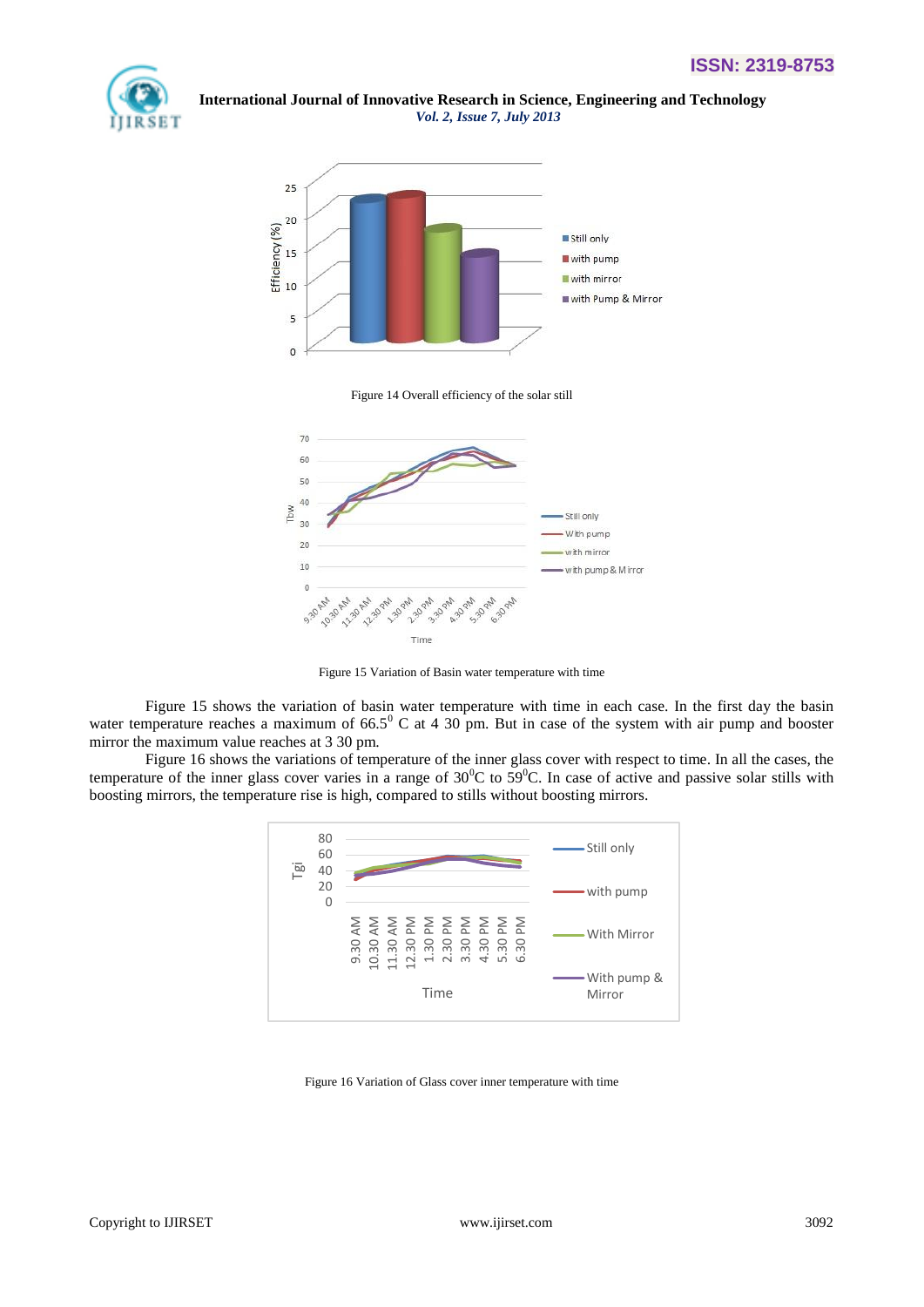Figure 14 Overall efficiency of the solar still

Figure 15 Variation of Basin water temperature with time

Figure 15 shows the variation of basin water temperature with time in each case. In the first day the basin water temperature reaches a maximum of 66.5$^0$ C at 4 30 pm. But in case of the system with air pump and booster mirror the maximum value reaches at 3 30 pm.

Figure 16 shows the variations of temperature of the inner glass cover with respect to time. In all the cases, the temperature of the inner glass cover varies in a range of 30$^0$C to 59$^0$C. In case of active and passive solar stills with boosting mirrors, the temperature rise is high, compared to stills without boosting mirrors.

Figure 16 Variation of Glass cover inner temperature with time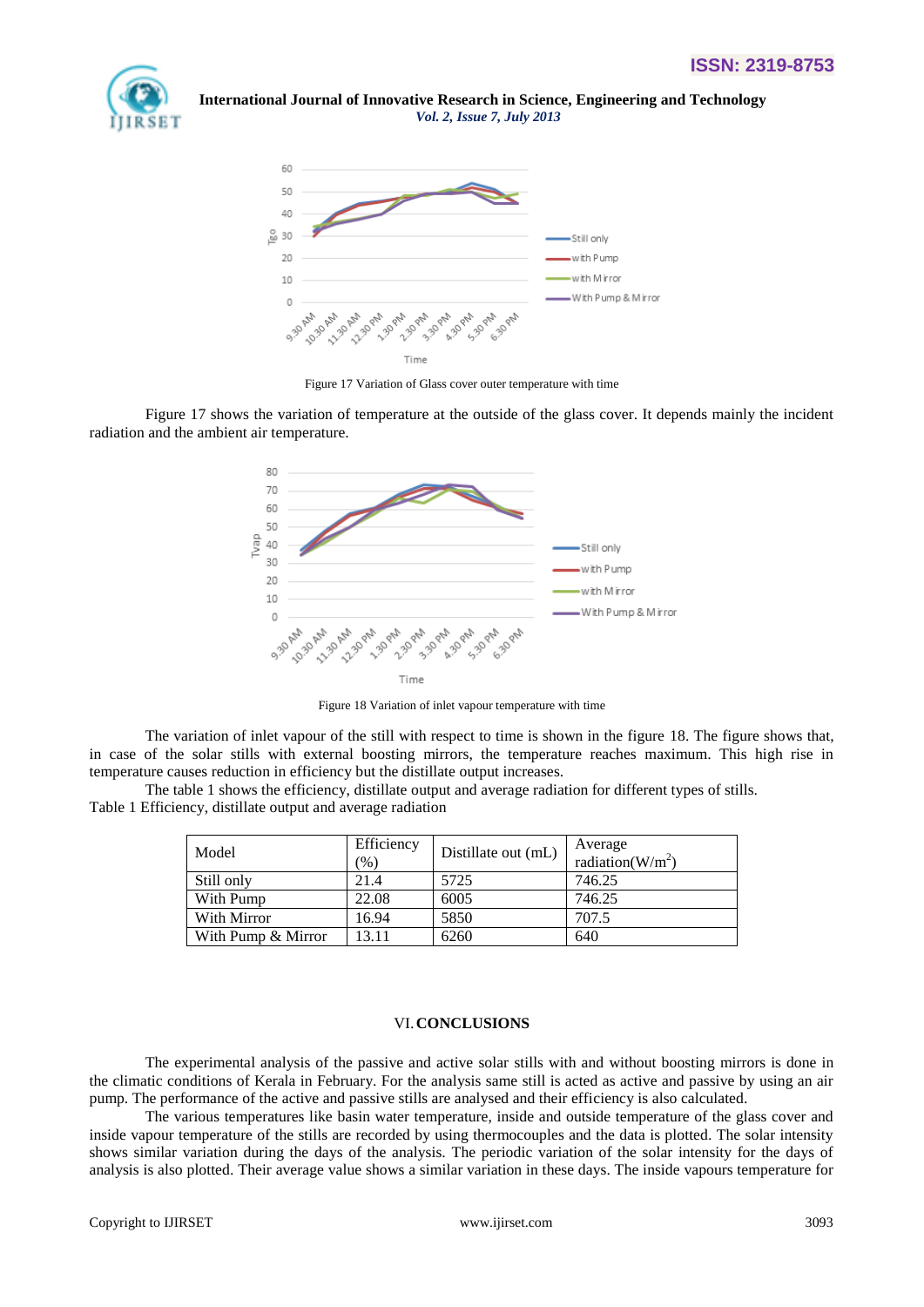Figure 17 Variation of Glass cover outer temperature with time

Figure 17 shows the variation of temperature at the outside of the glass cover. It depends mainly the incident radiation and the ambient air temperature.

Figure 18 Variation of inlet vapour temperature with time

The variation of inlet vapour of the still with respect to time is shown in the figure 18. The figure shows that, in case of the solar stills with external boosting mirrors, the temperature reaches maximum. This high rise in temperature causes reduction in efficiency but the distillate output increases.

The table 1 shows the efficiency, distillate output and average radiation for different types of stills.

Table 1 Efficiency, distillate output and average radiation

| Model | Efficiency (%) | Distillate out (mL) | Average radiation($W/m^2$) |
|---|---|---|---|
| Still only | 21.4 | 5725 | 746.25 |
| With Pump | 22.08 | 6005 | 746.25 |
| With Mirror | 16.94 | 5850 | 707.5 |
| With Pump & Mirror | 13.11 | 6260 | 640 |

## VI. CONCLUSIONS

The experimental analysis of the passive and active solar stills with and without boosting mirrors is done in the climatic conditions of Kerala in February. For the analysis same still is acted as active and passive by using an air pump. The performance of the active and passive stills are analysed and their efficiency is also calculated.

The various temperatures like basin water temperature, inside and outside temperature of the glass cover and inside vapour temperature of the stills are recorded by using thermocouples and the data is plotted. The solar intensity shows similar variation during the days of the analysis. The periodic variation of the solar intensity for the days of analysis is also plotted. Their average value shows a similar variation in these days. The inside vapours temperature for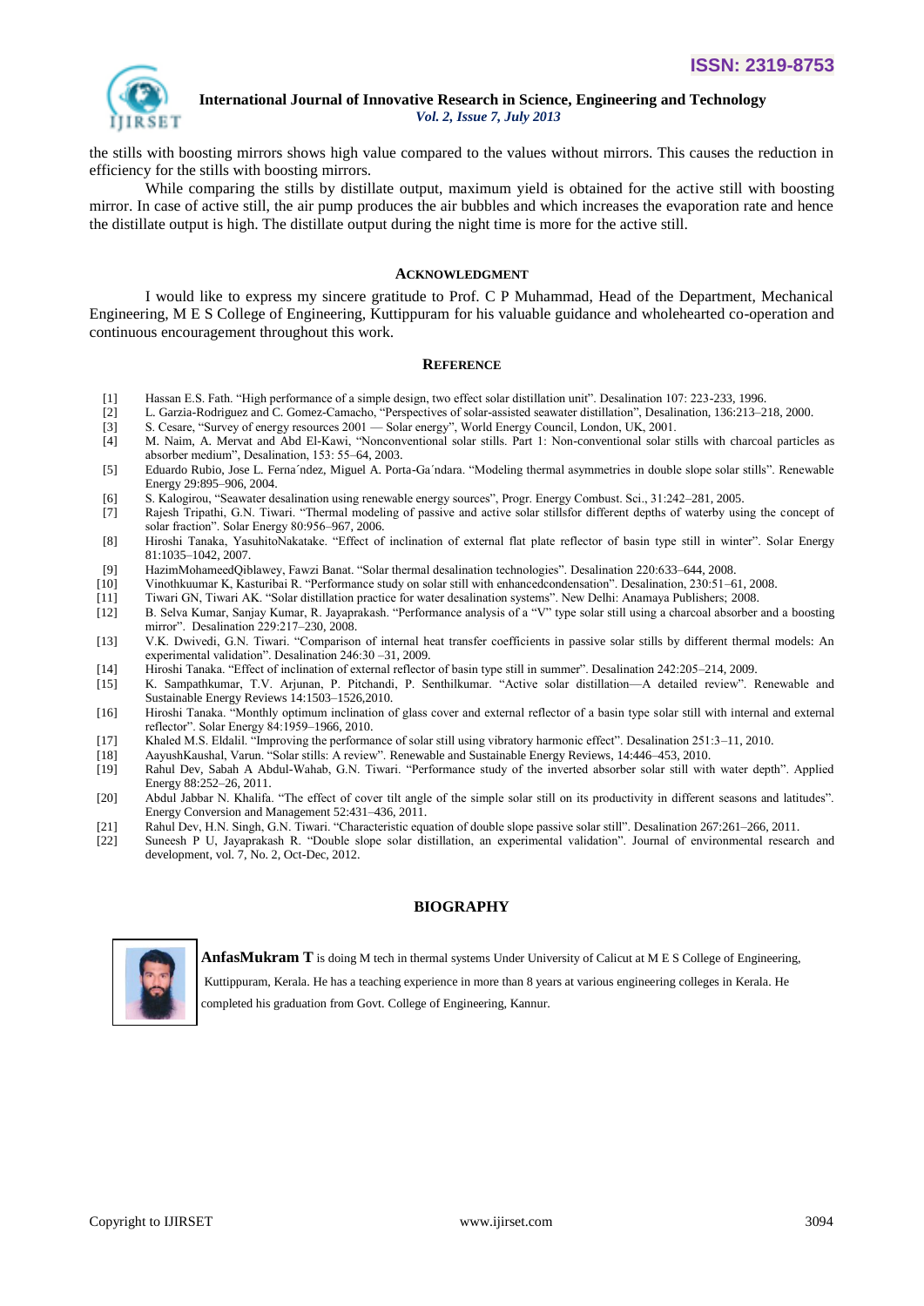the stills with boosting mirrors shows high value compared to the values without mirrors. This causes the reduction in efficiency for the stills with boosting mirrors.

While comparing the stills by distillate output, maximum yield is obtained for the active still with boosting mirror. In case of active still, the air pump produces the air bubbles and which increases the evaporation rate and hence the distillate output is high. The distillate output during the night time is more for the active still.

## ACKNOWLEDGMENT

I would like to express my sincere gratitude to Prof. C P Muhammad, Head of the Department, Mechanical Engineering, M E S College of Engineering, Kuttippuram for his valuable guidance and wholehearted co-operation and continuous encouragement throughout this work.

## REFERENCE

[1] Hassan E.S. Fath. "High performance of a simple design, two effect solar distillation unit". Desalination 107: 223-233, 1996.

[2] L. Garzia-Rodriguez and C. Gomez-Camacho, "Perspectives of solar-assisted seawater distillation", Desalination, 136:213–218, 2000.

[3] S. Cesare, "Survey of energy resources 2001 — Solar energy", World Energy Council, London, UK, 2001.

[4] M. Naim, A. Mervat and Abd El-Kawi, "Nonconventional solar stills. Part 1: Non-conventional solar stills with charcoal particles as absorber medium", Desalination, 153: 55–64, 2003.

[5] Eduardo Rubio, Jose L. Ferna´ndez, Miguel A. Porta-Ga´ndara. "Modeling thermal asymmetries in double slope solar stills". Renewable Energy 29:895–906, 2004.

[6] S. Kalogirou, "Seawater desalination using renewable energy sources", Progr. Energy Combust. Sci., 31:242–281, 2005.

[7] Rajesh Tripathi, G.N. Tiwari. "Thermal modeling of passive and active solar stillsfor different depths of waterby using the concept of solar fraction". Solar Energy 80:956–967, 2006.

[8] Hiroshi Tanaka, YasuhitoNakatake. "Effect of inclination of external flat plate reflector of basin type still in winter". Solar Energy 81:1035–1042, 2007.

[9] HazimMohameedQiblawey, Fawzi Banat. "Solar thermal desalination technologies". Desalination 220:633–644, 2008.

[10] Vinothkuumar K, Kasturibai R. "Performance study on solar still with enhancedcondensation". Desalination, 230:51–61, 2008.

[11] Tiwari GN, Tiwari AK. "Solar distillation practice for water desalination systems". New Delhi: Anamaya Publishers; 2008.

[12] B. Selva Kumar, Sanjay Kumar, R. Jayaprakash. "Performance analysis of a "V" type solar still using a charcoal absorber and a boosting mirror". Desalination 229:217–230, 2008.

[13] V.K. Dwivedi, G.N. Tiwari. "Comparison of internal heat transfer coefficients in passive solar stills by different thermal models: An experimental validation". Desalination 246:30 –31, 2009.

[14] Hiroshi Tanaka. "Effect of inclination of external reflector of basin type still in summer". Desalination 242:205–214, 2009.

[15] K. Sampathkumar, T.V. Arjunan, P. Pitchandi, P. Senthilkumar. "Active solar distillation—A detailed review". Renewable and Sustainable Energy Reviews 14:1503–1526,2010.

[16] Hiroshi Tanaka. "Monthly optimum inclination of glass cover and external reflector of a basin type solar still with internal and external reflector". Solar Energy 84:1959–1966, 2010.

[17] Khaled M.S. Eldalil. "Improving the performance of solar still using vibratory harmonic effect". Desalination 251:3–11, 2010.

[18] AayushKaushal, Varun. "Solar stills: A review". Renewable and Sustainable Energy Reviews, 14:446–453, 2010.

[19] Rahul Dev, Sabah A Abdul-Wahab, G.N. Tiwari. "Performance study of the inverted absorber solar still with water depth". Applied Energy 88:252–26, 2011.

[20] Abdul Jabbar N. Khalifa. "The effect of cover tilt angle of the simple solar still on its productivity in different seasons and latitudes". Energy Conversion and Management 52:431–436, 2011.

[21] Rahul Dev, H.N. Singh, G.N. Tiwari. "Characteristic equation of double slope passive solar still". Desalination 267:261–266, 2011.

[22] Suneesh P U, Jayaprakash R. "Double slope solar distillation, an experimental validation". Journal of environmental research and development, vol. 7, No. 2, Oct-Dec, 2012.

## BIOGRAPHY

**AnfasMukram T** is doing M tech in thermal systems Under University of Calicut at M E S College of Engineering, Kuttippuram, Kerala. He has a teaching experience in more than 8 years at various engineering colleges in Kerala. He completed his graduation from Govt. College of Engineering, Kannur.